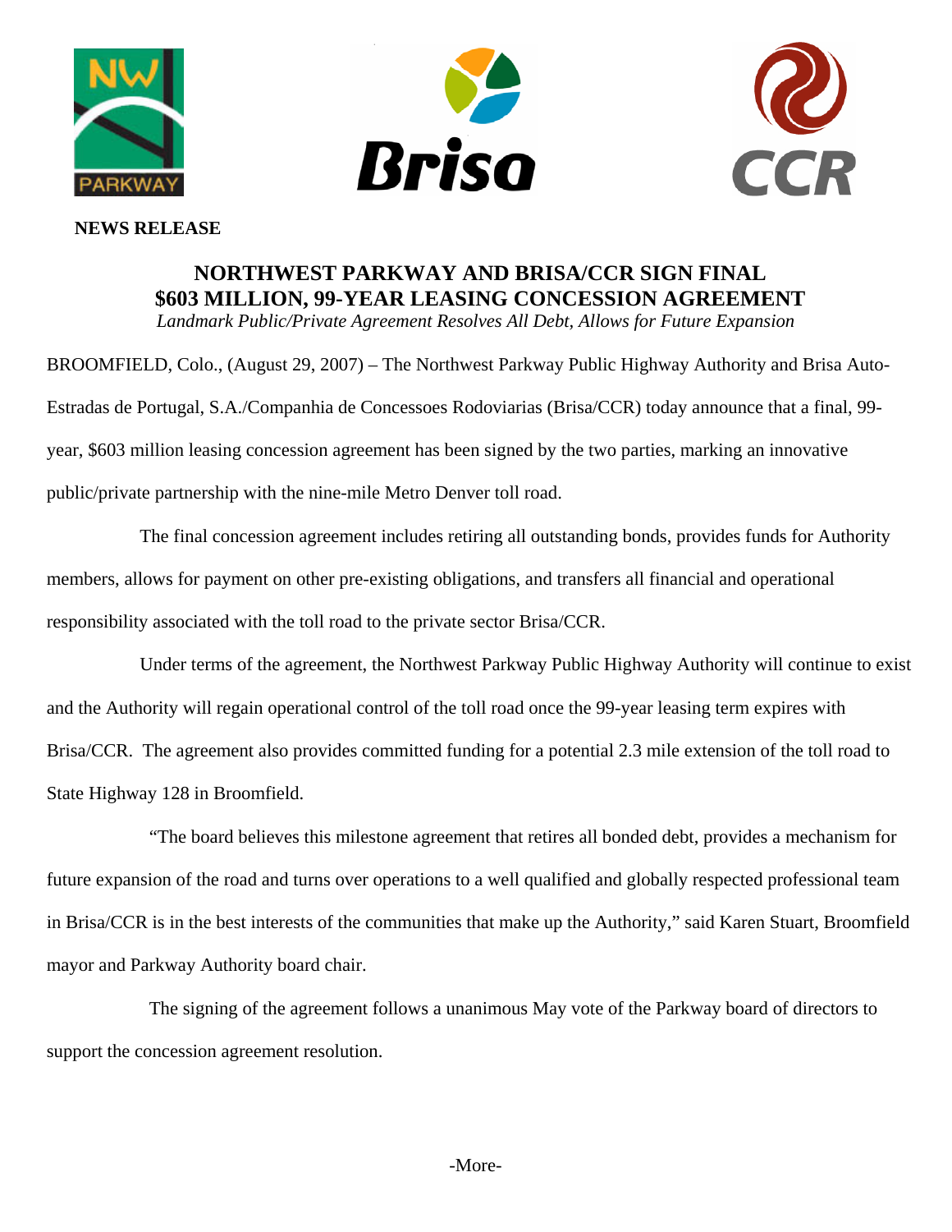**NEWS RELEASE**

# NORTHWEST PARKWAY AND BRISA/CCR SIGN FINAL $603 MILLION, 99-YEAR LEASING CONCESSION AGREEMENT

*Landmark Public/Private Agreement Resolves All Debt, Allows for Future Expansion*

BROOMFIELD, Colo., (August 29, 2007) – The Northwest Parkway Public Highway Authority and Brisa Auto-Estradas de Portugal, S.A./Companhia de Concessoes Rodoviarias (Brisa/CCR) today announce that a final, 99-year, $603 million leasing concession agreement has been signed by the two parties, marking an innovative public/private partnership with the nine-mile Metro Denver toll road.

The final concession agreement includes retiring all outstanding bonds, provides funds for Authority members, allows for payment on other pre-existing obligations, and transfers all financial and operational responsibility associated with the toll road to the private sector Brisa/CCR.

Under terms of the agreement, the Northwest Parkway Public Highway Authority will continue to exist and the Authority will regain operational control of the toll road once the 99-year leasing term expires with Brisa/CCR. The agreement also provides committed funding for a potential 2.3 mile extension of the toll road to State Highway 128 in Broomfield.

"The board believes this milestone agreement that retires all bonded debt, provides a mechanism for future expansion of the road and turns over operations to a well qualified and globally respected professional team in Brisa/CCR is in the best interests of the communities that make up the Authority," said Karen Stuart, Broomfield mayor and Parkway Authority board chair.

The signing of the agreement follows a unanimous May vote of the Parkway board of directors to support the concession agreement resolution.

-More-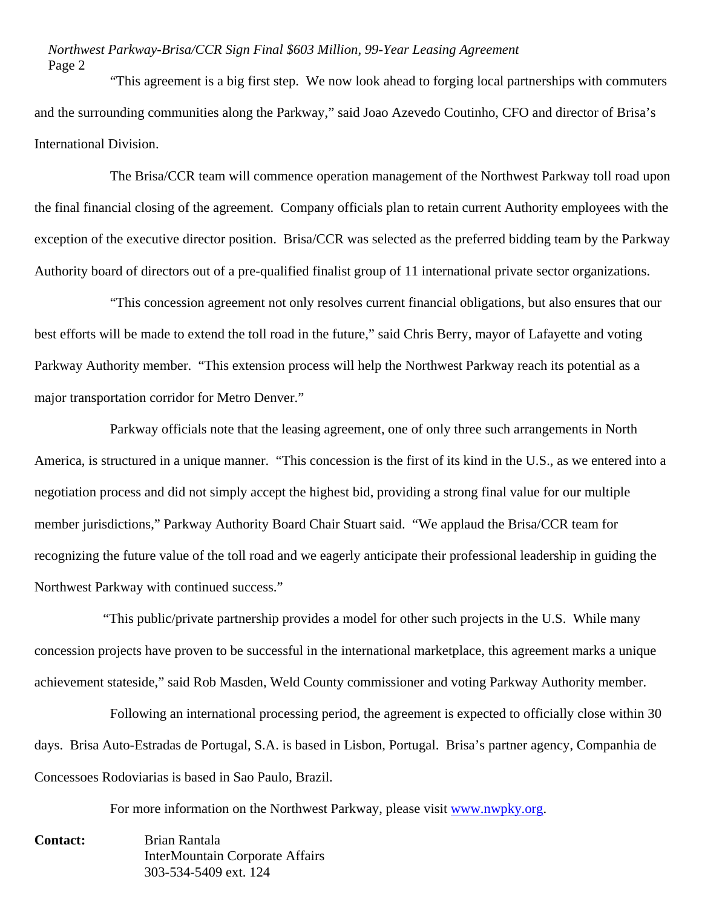"This agreement is a big first step. We now look ahead to forging local partnerships with commuters and the surrounding communities along the Parkway," said Joao Azevedo Coutinho, CFO and director of Brisa's International Division.

The Brisa/CCR team will commence operation management of the Northwest Parkway toll road upon the final financial closing of the agreement. Company officials plan to retain current Authority employees with the exception of the executive director position. Brisa/CCR was selected as the preferred bidding team by the Parkway Authority board of directors out of a pre-qualified finalist group of 11 international private sector organizations.

"This concession agreement not only resolves current financial obligations, but also ensures that our best efforts will be made to extend the toll road in the future," said Chris Berry, mayor of Lafayette and voting Parkway Authority member. "This extension process will help the Northwest Parkway reach its potential as a major transportation corridor for Metro Denver."

Parkway officials note that the leasing agreement, one of only three such arrangements in North America, is structured in a unique manner. "This concession is the first of its kind in the U.S., as we entered into a negotiation process and did not simply accept the highest bid, providing a strong final value for our multiple member jurisdictions," Parkway Authority Board Chair Stuart said. "We applaud the Brisa/CCR team for recognizing the future value of the toll road and we eagerly anticipate their professional leadership in guiding the Northwest Parkway with continued success."

"This public/private partnership provides a model for other such projects in the U.S. While many concession projects have proven to be successful in the international marketplace, this agreement marks a unique achievement stateside," said Rob Masden, Weld County commissioner and voting Parkway Authority member.

Following an international processing period, the agreement is expected to officially close within 30 days. Brisa Auto-Estradas de Portugal, S.A. is based in Lisbon, Portugal. Brisa's partner agency, Companhia de Concessoes Rodoviarias is based in Sao Paulo, Brazil.

For more information on the Northwest Parkway, please visit www.nwpky.org.

**Contact:** Brian Rantala
InterMountain Corporate Affairs
303-534-5409 ext. 124